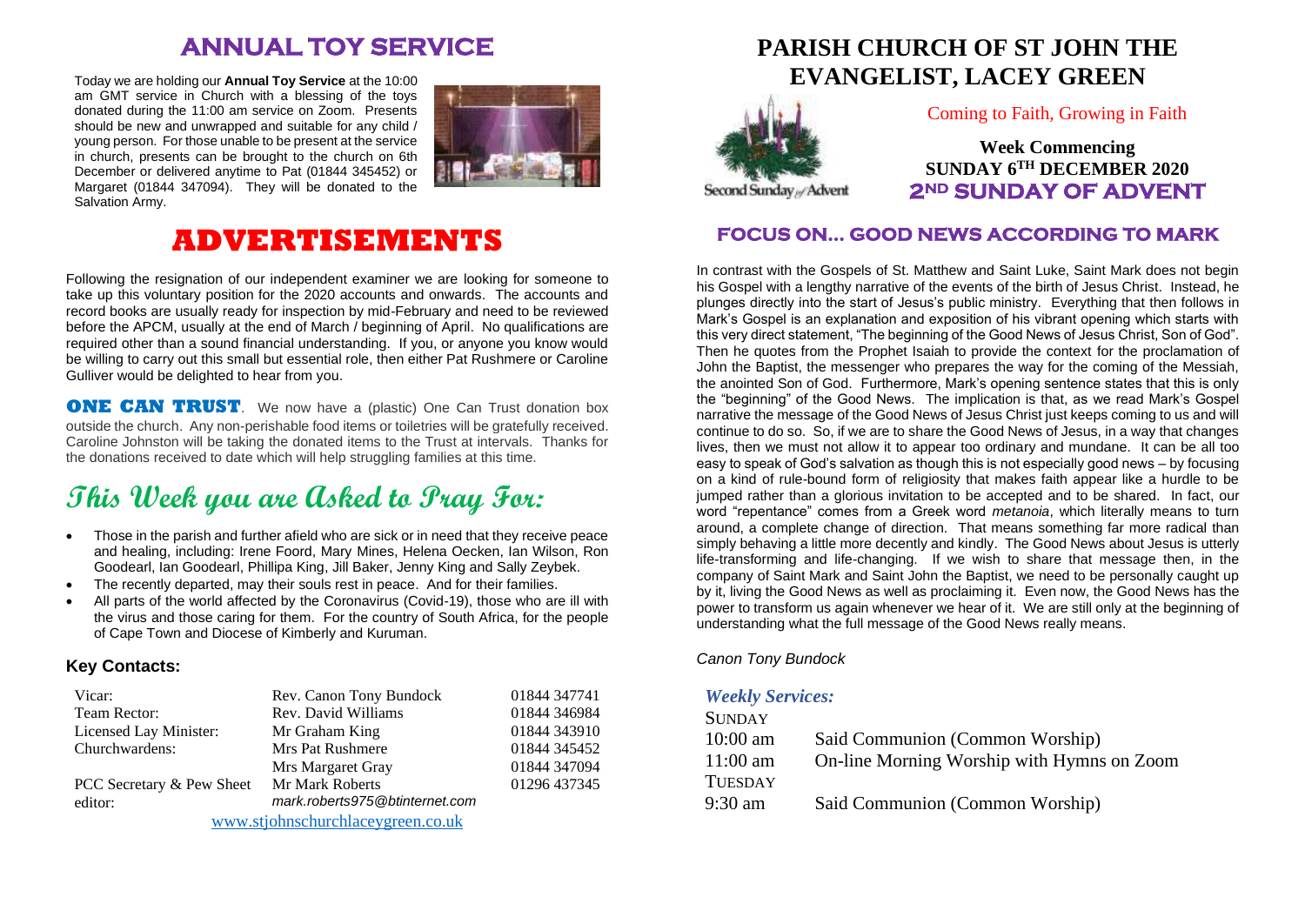## ANNUAL TOY SERVICE

Today we are holding our **Annual Toy Service** at the 10:00 am GMT service in Church with a blessing of the toys donated during the 11:00 am service on Zoom. Presents should be new and unwrapped and suitable for any child / young person. For those unable to be present at the service in church, presents can be brought to the church on 6th December or delivered anytime to Pat (01844 345452) or Margaret (01844 347094). They will be donated to the Salvation Army.

# ADVERTISEMENTS

Following the resignation of our independent examiner we are looking for someone to take up this voluntary position for the 2020 accounts and onwards. The accounts and record books are usually ready for inspection by mid-February and need to be reviewed before the APCM, usually at the end of March / beginning of April. No qualifications are required other than a sound financial understanding. If you, or anyone you know would be willing to carry out this small but essential role, then either Pat Rushmere or Caroline Gulliver would be delighted to hear from you.

**ONE CAN TRUST**. We now have a (plastic) One Can Trust donation box outside the church. Any non-perishable food items or toiletries will be gratefully received. Caroline Johnston will be taking the donated items to the Trust at intervals. Thanks for the donations received to date which will help struggling families at this time.

# This Week you are Asked to Pray For:

- Those in the parish and further afield who are sick or in need that they receive peace and healing, including: Irene Foord, Mary Mines, Helena Oecken, Ian Wilson, Ron Goodearl, Ian Goodearl, Phillipa King, Jill Baker, Jenny King and Sally Zeybek.
- The recently departed, may their souls rest in peace. And for their families.
- All parts of the world affected by the Coronavirus (Covid-19), those who are ill with the virus and those caring for them. For the country of South Africa, for the people of Cape Town and Diocese of Kimberly and Kuruman.

### Key Contacts:

| | | |
|---|---|---|
| Vicar: | Rev. Canon Tony Bundock | 01844 347741 |
| Team Rector: | Rev. David Williams | 01844 346984 |
| Licensed Lay Minister: | Mr Graham King | 01844 343910 |
| Churchwardens: | Mrs Pat Rushmere | 01844 345452 |
| | Mrs Margaret Gray | 01844 347094 |
| PCC Secretary & Pew Sheet editor: | Mr Mark Roberts<br>*mark.roberts975@btinternet.com* | 01296 437345 |

www.stjohnschurchlaceygreen.co.uk

# PARISH CHURCH OF ST JOHN THE EVANGELIST, LACEY GREEN

Second Sunday of Advent

Coming to Faith, Growing in Faith

**Week Commencing**
**SUNDAY 6TH DECEMBER 2020**
**2ND SUNDAY OF ADVENT**

## FOCUS ON... GOOD NEWS ACCORDING TO MARK

In contrast with the Gospels of St. Matthew and Saint Luke, Saint Mark does not begin his Gospel with a lengthy narrative of the events of the birth of Jesus Christ. Instead, he plunges directly into the start of Jesus's public ministry. Everything that then follows in Mark's Gospel is an explanation and exposition of his vibrant opening which starts with this very direct statement, "The beginning of the Good News of Jesus Christ, Son of God". Then he quotes from the Prophet Isaiah to provide the context for the proclamation of John the Baptist, the messenger who prepares the way for the coming of the Messiah, the anointed Son of God. Furthermore, Mark's opening sentence states that this is only the "beginning" of the Good News. The implication is that, as we read Mark's Gospel narrative the message of the Good News of Jesus Christ just keeps coming to us and will continue to do so. So, if we are to share the Good News of Jesus, in a way that changes lives, then we must not allow it to appear too ordinary and mundane. It can be all too easy to speak of God's salvation as though this is not especially good news – by focusing on a kind of rule-bound form of religiosity that makes faith appear like a hurdle to be jumped rather than a glorious invitation to be accepted and to be shared. In fact, our word "repentance" comes from a Greek word *metanoia*, which literally means to turn around, a complete change of direction. That means something far more radical than simply behaving a little more decently and kindly. The Good News about Jesus is utterly life-transforming and life-changing. If we wish to share that message then, in the company of Saint Mark and Saint John the Baptist, we need to be personally caught up by it, living the Good News as well as proclaiming it. Even now, the Good News has the power to transform us again whenever we hear of it. We are still only at the beginning of understanding what the full message of the Good News really means.

*Canon Tony Bundock*

### *Weekly Services:*

| | |
|---|---|
| SUNDAY | |
| 10:00 am | Said Communion (Common Worship) |
| 11:00 am | On-line Morning Worship with Hymns on Zoom |
| TUESDAY | |
| 9:30 am | Said Communion (Common Worship) |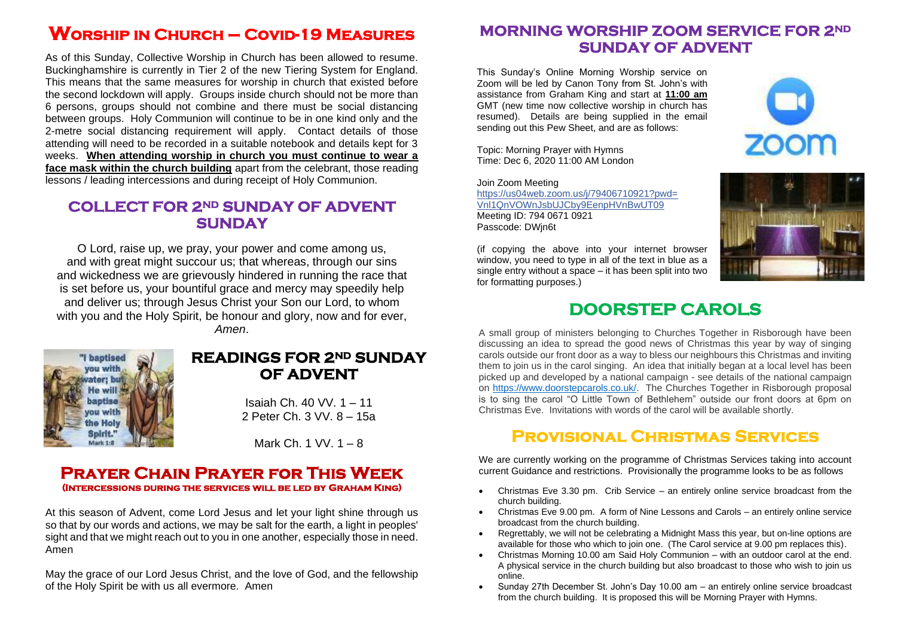## Worship in Church – Covid-19 Measures

As of this Sunday, Collective Worship in Church has been allowed to resume. Buckinghamshire is currently in Tier 2 of the new Tiering System for England. This means that the same measures for worship in church that existed before the second lockdown will apply. Groups inside church should not be more than 6 persons, groups should not combine and there must be social distancing between groups. Holy Communion will continue to be in one kind only and the 2-metre social distancing requirement will apply. Contact details of those attending will need to be recorded in a suitable notebook and details kept for 3 weeks. **When attending worship in church you must continue to wear a face mask within the church building** apart from the celebrant, those reading lessons / leading intercessions and during receipt of Holy Communion.

## COLLECT FOR 2ND SUNDAY OF ADVENT SUNDAY

O Lord, raise up, we pray, your power and come among us,
and with great might succour us; that whereas, through our sins
and wickedness we are grievously hindered in running the race that
is set before us, your bountiful grace and mercy may speedily help
and deliver us; through Jesus Christ your Son our Lord, to whom
with you and the Holy Spirit, be honour and glory, now and for ever,
*Amen*.

"I baptised you with water; but He will baptise you with the Holy Spirit."
Mark 1:8

## READINGS FOR 2ND SUNDAY OF ADVENT

Isaiah Ch. 40 VV. 1 – 11
2 Peter Ch. 3 VV. 8 – 15a

Mark Ch. 1 VV. 1 – 8

## Prayer Chain Prayer for This Week

**(Intercessions during the services will be led by Graham King)**

At this season of Advent, come Lord Jesus and let your light shine through us so that by our words and actions, we may be salt for the earth, a light in peoples' sight and that we might reach out to you in one another, especially those in need. Amen

May the grace of our Lord Jesus Christ, and the love of God, and the fellowship of the Holy Spirit be with us all evermore. Amen

## MORNING WORSHIP ZOOM SERVICE FOR 2ND SUNDAY OF ADVENT

This Sunday's Online Morning Worship service on Zoom will be led by Canon Tony from St. John's with assistance from Graham King and start at **11:00 am** GMT (new time now collective worship in church has resumed). Details are being supplied in the email sending out this Pew Sheet, and are as follows:

Topic: Morning Prayer with Hymns
Time: Dec 6, 2020 11:00 AM London

Join Zoom Meeting
https://us04web.zoom.us/j/79406710921?pwd=
Vnl1QnVOWnJsbUJCby9EenpHVnBwUT09
Meeting ID: 794 0671 0921
Passcode: DWjn6t

(if copying the above into your internet browser window, you need to type in all of the text in blue as a single entry without a space – it has been split into two for formatting purposes.)

## DOORSTEP CAROLS

A small group of ministers belonging to Churches Together in Risborough have been discussing an idea to spread the good news of Christmas this year by way of singing carols outside our front door as a way to bless our neighbours this Christmas and inviting them to join us in the carol singing. An idea that initially began at a local level has been picked up and developed by a national campaign - see details of the national campaign on https://www.doorstepcarols.co.uk/. The Churches Together in Risborough proposal is to sing the carol "O Little Town of Bethlehem" outside our front doors at 6pm on Christmas Eve. Invitations with words of the carol will be available shortly.

## Provisional Christmas Services

We are currently working on the programme of Christmas Services taking into account current Guidance and restrictions. Provisionally the programme looks to be as follows

- Christmas Eve 3.30 pm. Crib Service – an entirely online service broadcast from the church building.
- Christmas Eve 9.00 pm. A form of Nine Lessons and Carols – an entirely online service broadcast from the church building.
- Regrettably, we will not be celebrating a Midnight Mass this year, but on-line options are available for those who which to join one. (The Carol service at 9.00 pm replaces this).
- Christmas Morning 10.00 am Said Holy Communion – with an outdoor carol at the end. A physical service in the church building but also broadcast to those who wish to join us online.
- Sunday 27th December St. John's Day 10.00 am – an entirely online service broadcast from the church building. It is proposed this will be Morning Prayer with Hymns.